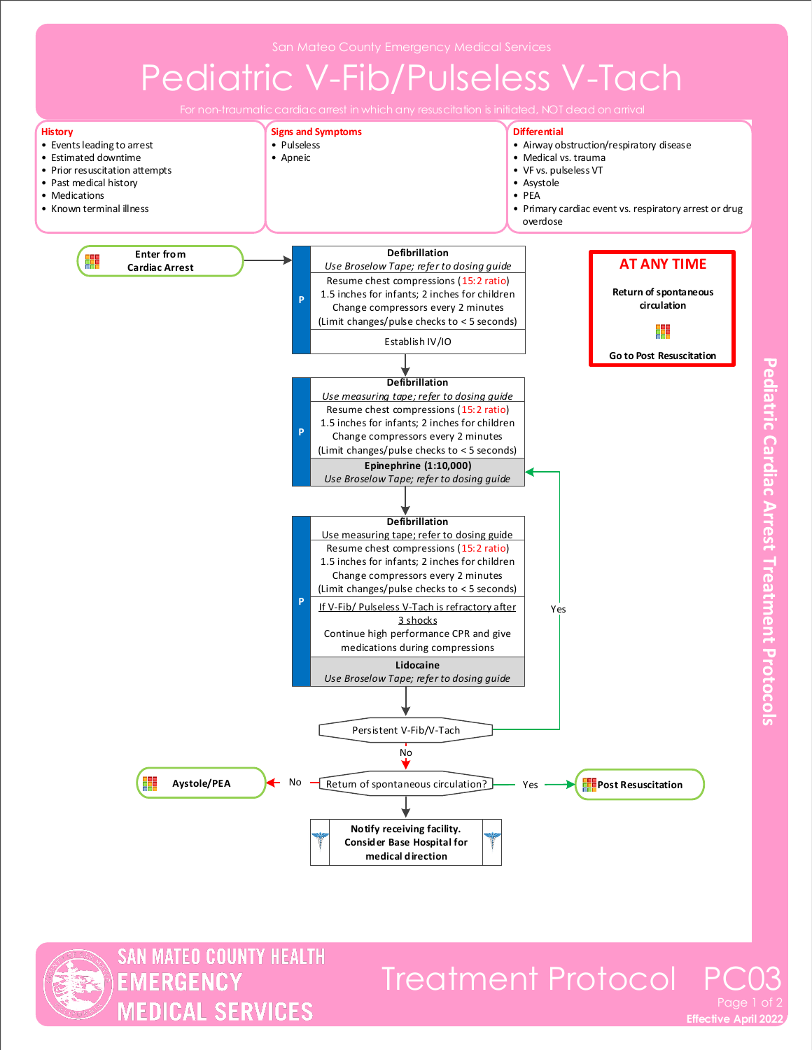San Mateo County Emergency Medical Services

# Pediatric V-Fib/Pulseless V-Tach

For non-traumatic cardiac arrest in which any resuscitation is initiated, NOT dead on arrival

**History**
- Events leading to arrest
- Estimated downtime
- Prior resuscitation attempts
- Past medical history
- Medications
- Known terminal illness

**Signs and Symptoms**
- Pulseless
- Apneic

**Differential**
- Airway obstruction/respiratory disease
- Medical vs. trauma
- VF vs. pulseless VT
- Asystole
- PEA
- Primary cardiac event vs. respiratory arrest or drug overdose

**Enter from Cardiac Arrest**

**AT ANY TIME**

**Return of spontaneous circulation**

**Go to Post Resuscitation**

P:

**Defibrillation**
*Use Broselow Tape; refer to dosing guide*
Resume chest compressions (15:2 ratio)
1.5 inches for infants; 2 inches for children
Change compressors every 2 minutes
(Limit changes/pulse checks to < 5 seconds)

Establish IV/IO

P:

**Defibrillation**
*Use measuring tape; refer to dosing guide*
Resume chest compressions (15:2 ratio)
1.5 inches for infants; 2 inches for children
Change compressors every 2 minutes
(Limit changes/pulse checks to < 5 seconds)

**Epinephrine (1:10,000)**
*Use Broselow Tape; refer to dosing guide*

P:

**Defibrillation**
Use measuring tape; refer to dosing guide
Resume chest compressions (15:2 ratio)
1.5 inches for infants; 2 inches for children
Change compressors every 2 minutes
(Limit changes/pulse checks to < 5 seconds)

If V-Fib/ Pulseless V-Tach is refractory after 3 shocks
Continue high performance CPR and give medications during compressions

**Lidocaine**
*Use Broselow Tape; refer to dosing guide*

Persistent V-Fib/V-Tach
- Yes → return to Epinephrine (1:10,000)
- No → Return of spontaneous circulation?

Return of spontaneous circulation?
- Yes → **Post Resuscitation**
- No → **Aystole/PEA**

**Notify receiving facility. Consider Base Hospital for medical direction**

Pediatric Cardiac Arrest Treatment Protocols

SAN MATEO COUNTY HEALTH EMERGENCY MEDICAL SERVICES

Treatment Protocol PC03

Effective April 2022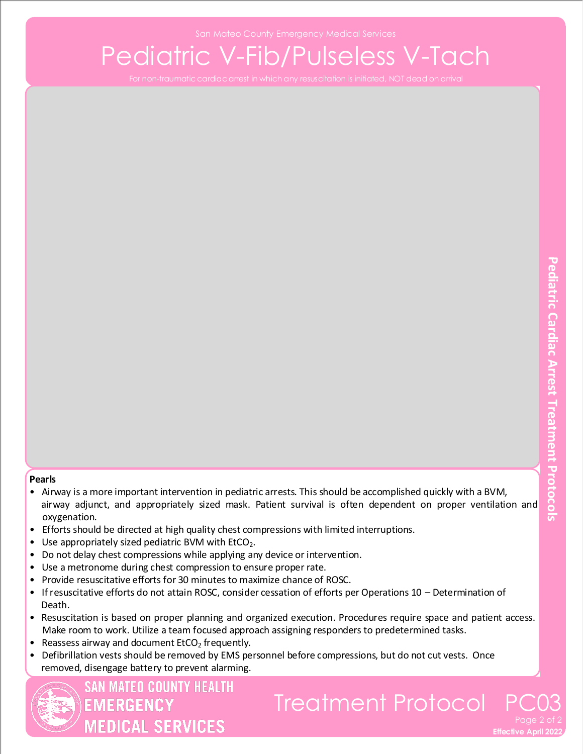San Mateo County Emergency Medical Services

# Pediatric V-Fib/Pulseless V-Tach

For non-traumatic cardiac arrest in which any resuscitation is initiated, NOT dead on arrival

**Pearls**

- Airway is a more important intervention in pediatric arrests. This should be accomplished quickly with a BVM, airway adjunct, and appropriately sized mask. Patient survival is often dependent on proper ventilation and oxygenation.
- Efforts should be directed at high quality chest compressions with limited interruptions.
- Use appropriately sized pediatric BVM with $EtCO_2$.
- Do not delay chest compressions while applying any device or intervention.
- Use a metronome during chest compression to ensure proper rate.
- Provide resuscitative efforts for 30 minutes to maximize chance of ROSC.
- If resuscitative efforts do not attain ROSC, consider cessation of efforts per Operations 10 – Determination of Death.
- Resuscitation is based on proper planning and organized execution. Procedures require space and patient access. Make room to work. Utilize a team focused approach assigning responders to predetermined tasks.
- Reassess airway and document $EtCO_2$ frequently.
- Defibrillation vests should be removed by EMS personnel before compressions, but do not cut vests. Once removed, disengage battery to prevent alarming.

Pediatric Cardiac Arrest Treatment Protocols

SAN MATEO COUNTY HEALTH EMERGENCY MEDICAL SERVICES

Treatment Protocol PC03

Effective April 2022